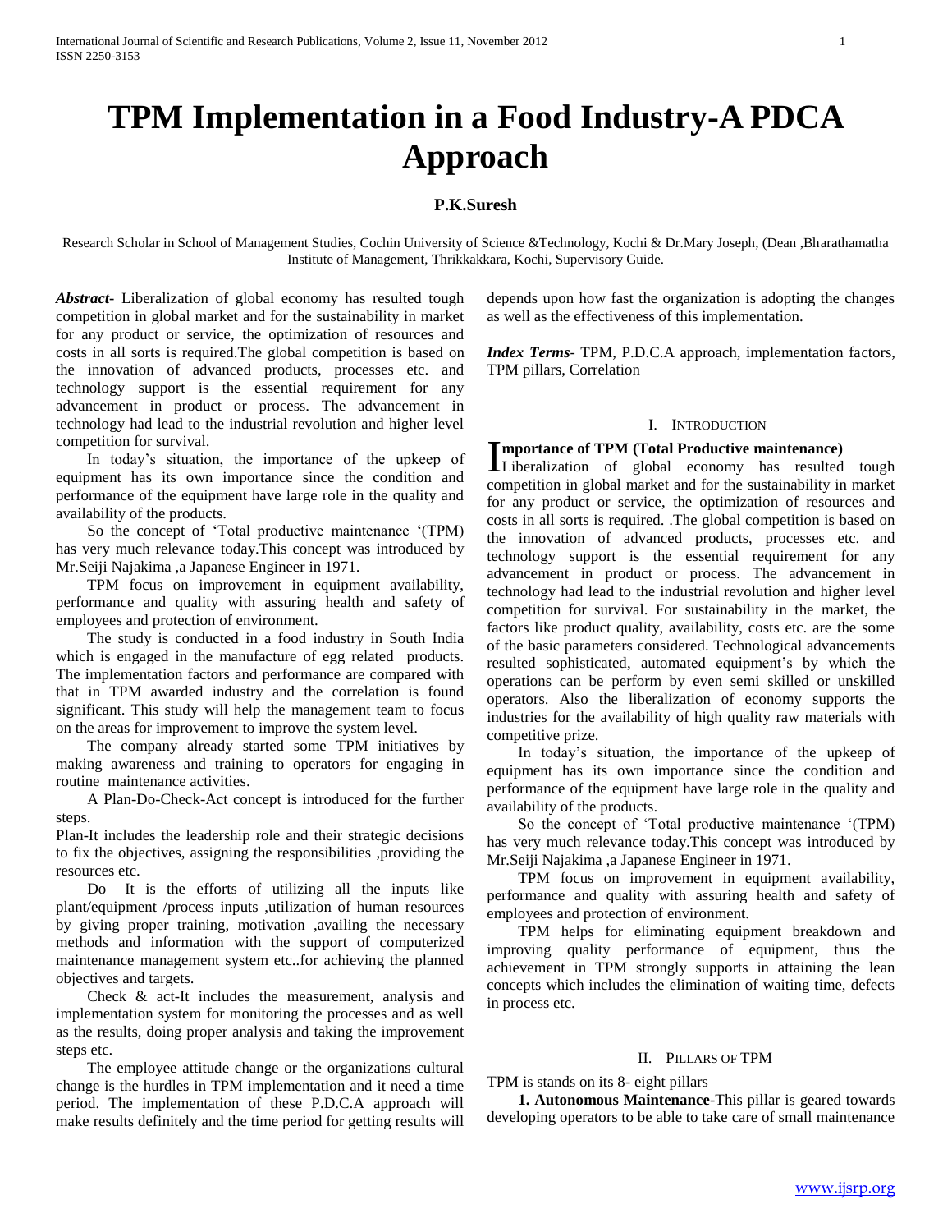# TPM Implementation in a Food Industry-A PDCA Approach

**P.K.Suresh**

Research Scholar in School of Management Studies, Cochin University of Science &Technology, Kochi & Dr.Mary Joseph, (Dean ,Bharathamatha Institute of Management, Thrikkakkara, Kochi, Supervisory Guide.

***Abstract***- Liberalization of global economy has resulted tough competition in global market and for the sustainability in market for any product or service, the optimization of resources and costs in all sorts is required.The global competition is based on the innovation of advanced products, processes etc. and technology support is the essential requirement for any advancement in product or process. The advancement in technology had lead to the industrial revolution and higher level competition for survival.

In today's situation, the importance of the upkeep of equipment has its own importance since the condition and performance of the equipment have large role in the quality and availability of the products.

So the concept of 'Total productive maintenance '(TPM) has very much relevance today.This concept was introduced by Mr.Seiji Najakima ,a Japanese Engineer in 1971.

TPM focus on improvement in equipment availability, performance and quality with assuring health and safety of employees and protection of environment.

The study is conducted in a food industry in South India which is engaged in the manufacture of egg related products. The implementation factors and performance are compared with that in TPM awarded industry and the correlation is found significant. This study will help the management team to focus on the areas for improvement to improve the system level.

The company already started some TPM initiatives by making awareness and training to operators for engaging in routine maintenance activities.

A Plan-Do-Check-Act concept is introduced for the further steps.

Plan-It includes the leadership role and their strategic decisions to fix the objectives, assigning the responsibilities ,providing the resources etc.

Do –It is the efforts of utilizing all the inputs like plant/equipment /process inputs ,utilization of human resources by giving proper training, motivation ,availing the necessary methods and information with the support of computerized maintenance management system etc..for achieving the planned objectives and targets.

Check & act-It includes the measurement, analysis and implementation system for monitoring the processes and as well as the results, doing proper analysis and taking the improvement steps etc.

The employee attitude change or the organizations cultural change is the hurdles in TPM implementation and it need a time period. The implementation of these P.D.C.A approach will make results definitely and the time period for getting results will depends upon how fast the organization is adopting the changes as well as the effectiveness of this implementation.

***Index Terms***- TPM, P.D.C.A approach, implementation factors, TPM pillars, Correlation

## I. Introduction

**Importance of TPM (Total Productive maintenance)**

Liberalization of global economy has resulted tough competition in global market and for the sustainability in market for any product or service, the optimization of resources and costs in all sorts is required. .The global competition is based on the innovation of advanced products, processes etc. and technology support is the essential requirement for any advancement in product or process. The advancement in technology had lead to the industrial revolution and higher level competition for survival. For sustainability in the market, the factors like product quality, availability, costs etc. are the some of the basic parameters considered. Technological advancements resulted sophisticated, automated equipment's by which the operations can be perform by even semi skilled or unskilled operators. Also the liberalization of economy supports the industries for the availability of high quality raw materials with competitive prize.

In today's situation, the importance of the upkeep of equipment has its own importance since the condition and performance of the equipment have large role in the quality and availability of the products.

So the concept of 'Total productive maintenance '(TPM) has very much relevance today.This concept was introduced by Mr.Seiji Najakima ,a Japanese Engineer in 1971.

TPM focus on improvement in equipment availability, performance and quality with assuring health and safety of employees and protection of environment.

TPM helps for eliminating equipment breakdown and improving quality performance of equipment, thus the achievement in TPM strongly supports in attaining the lean concepts which includes the elimination of waiting time, defects in process etc.

## II. Pillars of TPM

TPM is stands on its 8- eight pillars

**1. Autonomous Maintenance**-This pillar is geared towards developing operators to be able to take care of small maintenance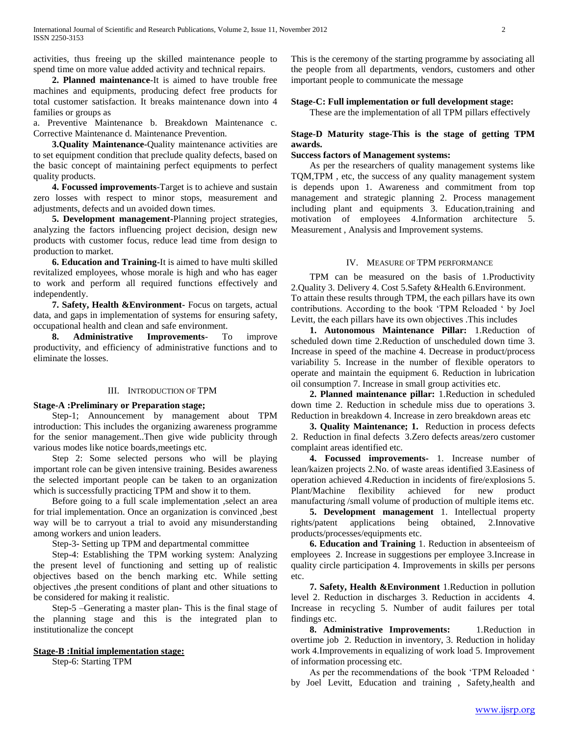activities, thus freeing up the skilled maintenance people to spend time on more value added activity and technical repairs.

**2. Planned maintenance**-It is aimed to have trouble free machines and equipments, producing defect free products for total customer satisfaction. It breaks maintenance down into 4 families or groups as

a. Preventive Maintenance b. Breakdown Maintenance c. Corrective Maintenance d. Maintenance Prevention.

**3.Quality Maintenance**-Quality maintenance activities are to set equipment condition that preclude quality defects, based on the basic concept of maintaining perfect equipments to perfect quality products.

**4. Focussed improvements**-Target is to achieve and sustain zero losses with respect to minor stops, measurement and adjustments, defects and un avoided down times.

**5. Development management**-Planning project strategies, analyzing the factors influencing project decision, design new products with customer focus, reduce lead time from design to production to market.

**6. Education and Training**-It is aimed to have multi skilled revitalized employees, whose morale is high and who has eager to work and perform all required functions effectively and independently.

**7. Safety, Health &Environment**- Focus on targets, actual data, and gaps in implementation of systems for ensuring safety, occupational health and clean and safe environment.

**8. Administrative Improvements**- To improve productivity, and efficiency of administrative functions and to eliminate the losses.

## III. Introduction of TPM

**Stage-A :Preliminary or Preparation stage;**

Step-1; Announcement by management about TPM introduction: This includes the organizing awareness programme for the senior management..Then give wide publicity through various modes like notice boards,meetings etc.

Step 2: Some selected persons who will be playing important role can be given intensive training. Besides awareness the selected important people can be taken to an organization which is successfully practicing TPM and show it to them.

Before going to a full scale implementation ,select an area for trial implementation. Once an organization is convinced ,best way will be to carryout a trial to avoid any misunderstanding among workers and union leaders.

Step-3- Setting up TPM and departmental committee

Step-4: Establishing the TPM working system: Analyzing the present level of functioning and setting up of realistic objectives based on the bench marking etc. While setting objectives ,the present conditions of plant and other situations to be considered for making it realistic.

Step-5 –Generating a master plan- This is the final stage of the planning stage and this is the integrated plan to institutionalize the concept

**Stage-B :Initial implementation stage:**

Step-6: Starting TPM

This is the ceremony of the starting programme by associating all the people from all departments, vendors, customers and other important people to communicate the message

**Stage-C: Full implementation or full development stage:**

These are the implementation of all TPM pillars effectively

**Stage-D Maturity stage-This is the stage of getting TPM awards.**

**Success factors of Management systems:**

As per the researchers of quality management systems like TQM,TPM , etc, the success of any quality management system is depends upon 1. Awareness and commitment from top management and strategic planning 2. Process management including plant and equipments 3. Education,training and motivation of employees 4.Information architecture 5. Measurement , Analysis and Improvement systems.

## IV. Measure of TPM performance

TPM can be measured on the basis of 1.Productivity 2.Quality 3. Delivery 4. Cost 5.Safety &Health 6.Environment.
To attain these results through TPM, the each pillars have its own contributions. According to the book 'TPM Reloaded ' by Joel Levitt, the each pillars have its own objectives .This includes

**1. Autonomous Maintenance Pillar:** 1.Reduction of scheduled down time 2.Reduction of unscheduled down time 3. Increase in speed of the machine 4. Decrease in product/process variability 5. Increase in the number of flexible operators to operate and maintain the equipment 6. Reduction in lubrication oil consumption 7. Increase in small group activities etc.

**2. Planned maintenance pillar:** 1.Reduction in scheduled down time 2. Reduction in schedule miss due to operations 3. Reduction in breakdown 4. Increase in zero breakdown areas etc

**3. Quality Maintenance; 1.** Reduction in process defects 2. Reduction in final defects 3.Zero defects areas/zero customer complaint areas identified etc.

**4. Focussed improvements-** 1. Increase number of lean/kaizen projects 2.No. of waste areas identified 3.Easiness of operation achieved 4.Reduction in incidents of fire/explosions 5. Plant/Machine flexibility achieved for new product manufacturing /small volume of production of multiple items etc.

**5. Development management** 1. Intellectual property rights/patent applications being obtained, 2.Innovative products/processes/equipments etc.

**6. Education and Training** 1. Reduction in absenteeism of employees 2. Increase in suggestions per employee 3.Increase in quality circle participation 4. Improvements in skills per persons etc.

**7. Safety, Health &Environment** 1.Reduction in pollution level 2. Reduction in discharges 3. Reduction in accidents 4. Increase in recycling 5. Number of audit failures per total findings etc.

**8. Administrative Improvements:** 1.Reduction in overtime job 2. Reduction in inventory, 3. Reduction in holiday work 4.Improvements in equalizing of work load 5. Improvement of information processing etc.

As per the recommendations of the book 'TPM Reloaded ' by Joel Levitt, Education and training , Safety,health and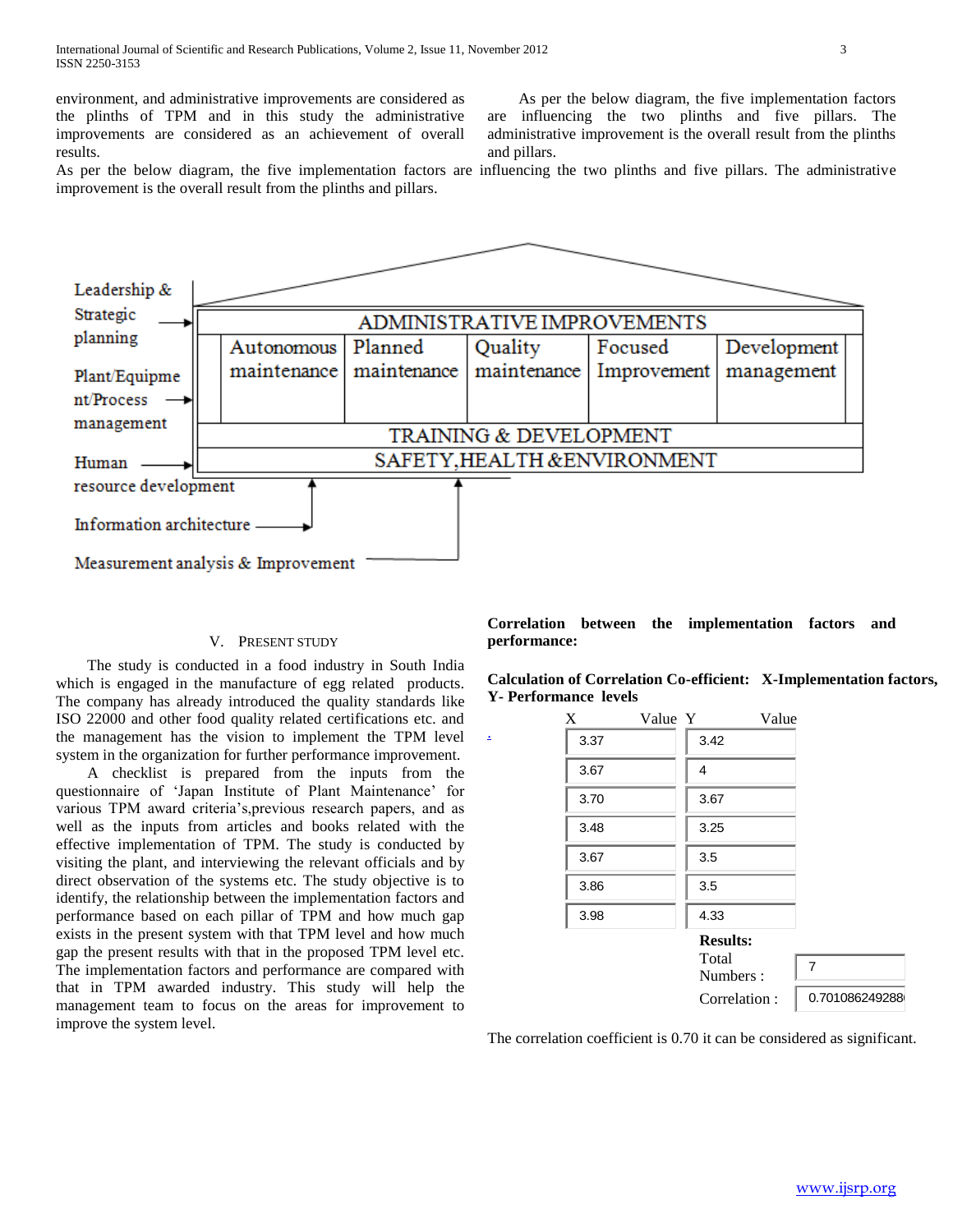environment, and administrative improvements are considered as the plinths of TPM and in this study the administrative improvements are considered as an achievement of overall results.

As per the below diagram, the five implementation factors are influencing the two plinths and five pillars. The administrative improvement is the overall result from the plinths and pillars.

As per the below diagram, the five implementation factors are influencing the two plinths and five pillars. The administrative improvement is the overall result from the plinths and pillars.

Leadership & Strategic planning → ADMINISTRATIVE IMPROVEMENTS

Plant/Equipment/Process management → Autonomous maintenance | Planned maintenance | Quality maintenance | Focused Improvement | Development management

Human resource development → TRAINING & DEVELOPMENT

SAFETY,HEALTH &ENVIRONMENT

Information architecture

Measurement analysis & Improvement

## V. PRESENT STUDY

The study is conducted in a food industry in South India which is engaged in the manufacture of egg related products. The company has already introduced the quality standards like ISO 22000 and other food quality related certifications etc. and the management has the vision to implement the TPM level system in the organization for further performance improvement.

A checklist is prepared from the inputs from the questionnaire of 'Japan Institute of Plant Maintenance' for various TPM award criteria's,previous research papers, and as well as the inputs from articles and books related with the effective implementation of TPM. The study is conducted by visiting the plant, and interviewing the relevant officials and by direct observation of the systems etc. The study objective is to identify, the relationship between the implementation factors and performance based on each pillar of TPM and how much gap exists in the present system with that TPM level and how much gap the present results with that in the proposed TPM level etc. The implementation factors and performance are compared with that in TPM awarded industry. This study will help the management team to focus on the areas for improvement to improve the system level.

**Correlation between the implementation factors and performance:**

**Calculation of Correlation Co-efficient: X-Implementation factors, Y- Performance levels**

| X Value | Y Value |
|---|---|
| 3.37 | 3.42 |
| 3.67 | 4 |
| 3.70 | 3.67 |
| 3.48 | 3.25 |
| 3.67 | 3.5 |
| 3.86 | 3.5 |
| 3.98 | 4.33 |

**Results:**

| | |
|---|---|
| Total Numbers : | 7 |
| Correlation : | 0.701086249288 |

The correlation coefficient is 0.70 it can be considered as significant.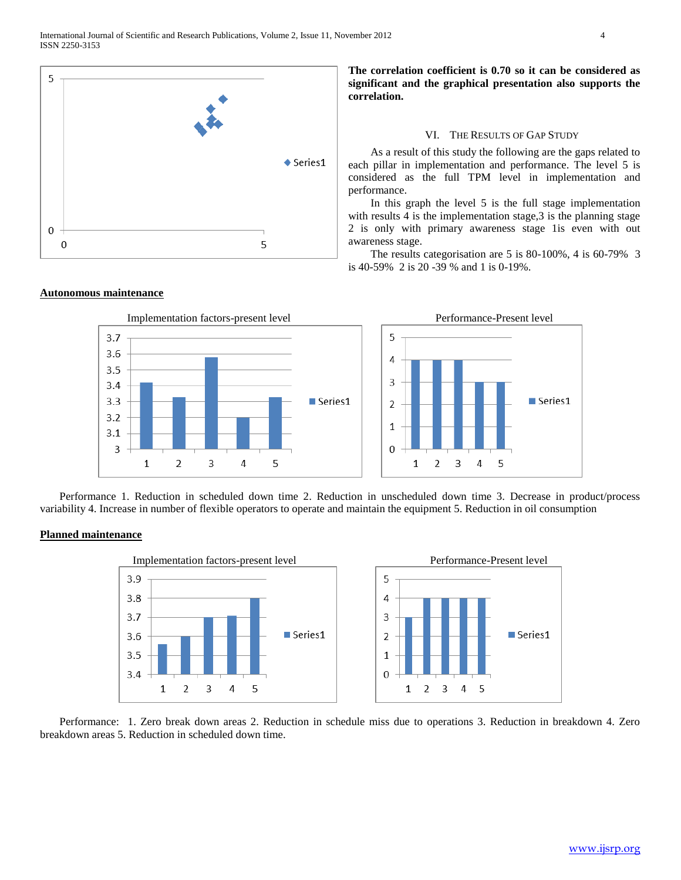**The correlation coefficient is 0.70 so it can be considered as significant and the graphical presentation also supports the correlation.**

## VI. THE RESULTS OF GAP STUDY

As a result of this study the following are the gaps related to each pillar in implementation and performance. The level 5 is considered as the full TPM level in implementation and performance.

In this graph the level 5 is the full stage implementation with results 4 is the implementation stage,3 is the planning stage 2 is only with primary awareness stage 1is even with out awareness stage.

The results categorisation are 5 is 80-100%, 4 is 60-79% 3 is 40-59% 2 is 20 -39 % and 1 is 0-19%.

**Autonomous maintenance**

Implementation factors-present level

Performance-Present level

Performance 1. Reduction in scheduled down time 2. Reduction in unscheduled down time 3. Decrease in product/process variability 4. Increase in number of flexible operators to operate and maintain the equipment 5. Reduction in oil consumption

**Planned maintenance**

Implementation factors-present level

Performance-Present level

Performance: 1. Zero break down areas 2. Reduction in schedule miss due to operations 3. Reduction in breakdown 4. Zero breakdown areas 5. Reduction in scheduled down time.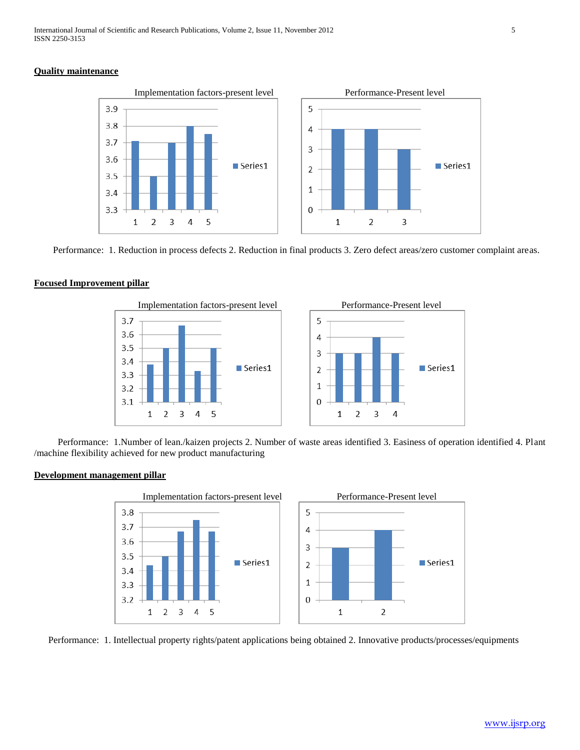**Quality maintenance**

Performance: 1. Reduction in process defects 2. Reduction in final products 3. Zero defect areas/zero customer complaint areas.

**Focused Improvement pillar**

Performance: 1.Number of lean./kaizen projects 2. Number of waste areas identified 3. Easiness of operation identified 4. Plant /machine flexibility achieved for new product manufacturing

**Development management pillar**

Performance: 1. Intellectual property rights/patent applications being obtained 2. Innovative products/processes/equipments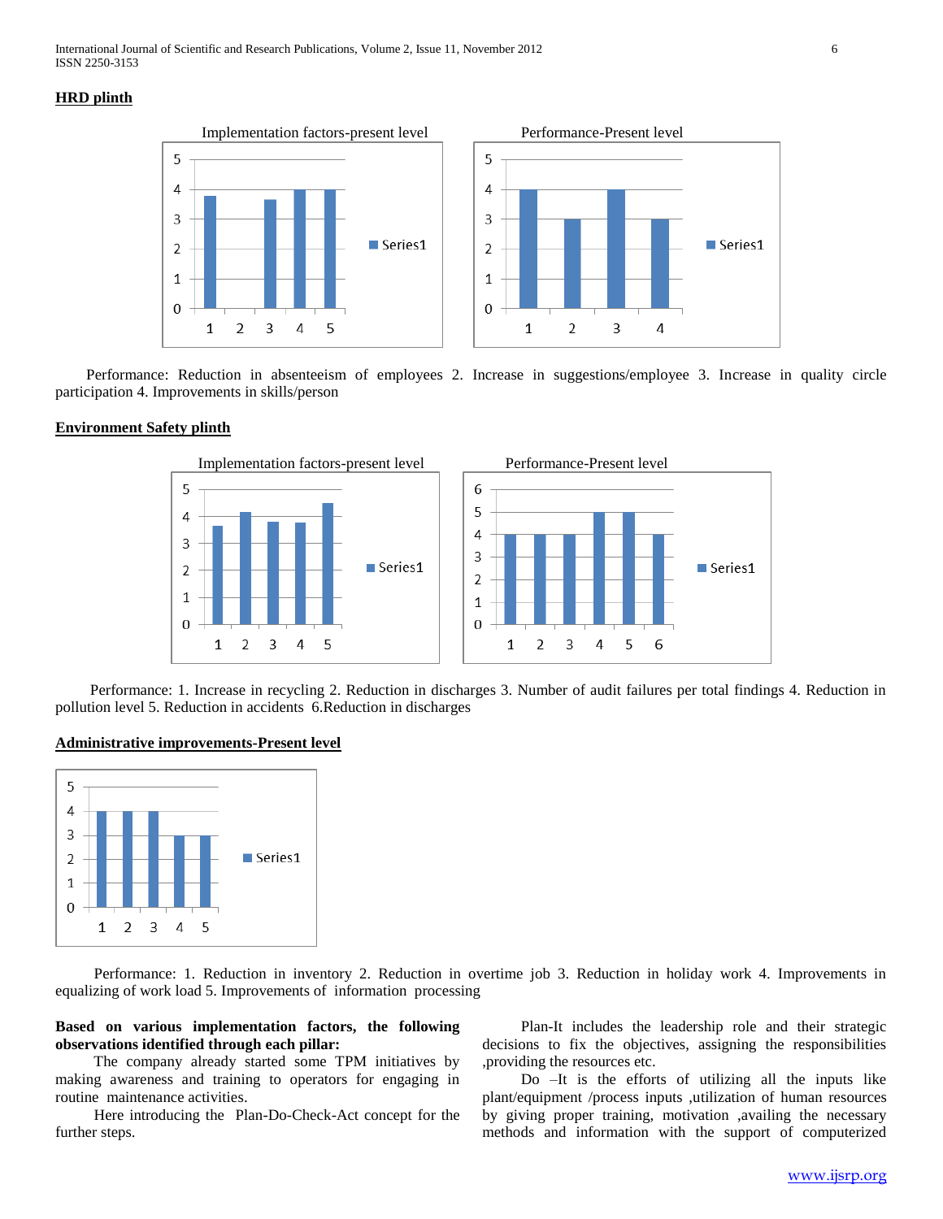**HRD plinth**

Performance: Reduction in absenteeism of employees 2. Increase in suggestions/employee 3. Increase in quality circle participation 4. Improvements in skills/person

**Environment Safety plinth**

Performance: 1. Increase in recycling 2. Reduction in discharges 3. Number of audit failures per total findings 4. Reduction in pollution level 5. Reduction in accidents 6.Reduction in discharges

**Administrative improvements-Present level**

Performance: 1. Reduction in inventory 2. Reduction in overtime job 3. Reduction in holiday work 4. Improvements in equalizing of work load 5. Improvements of information processing

**Based on various implementation factors, the following observations identified through each pillar:**

The company already started some TPM initiatives by making awareness and training to operators for engaging in routine maintenance activities.

Here introducing the Plan-Do-Check-Act concept for the further steps.

Plan-It includes the leadership role and their strategic decisions to fix the objectives, assigning the responsibilities ,providing the resources etc.

Do –It is the efforts of utilizing all the inputs like plant/equipment /process inputs ,utilization of human resources by giving proper training, motivation ,availing the necessary methods and information with the support of computerized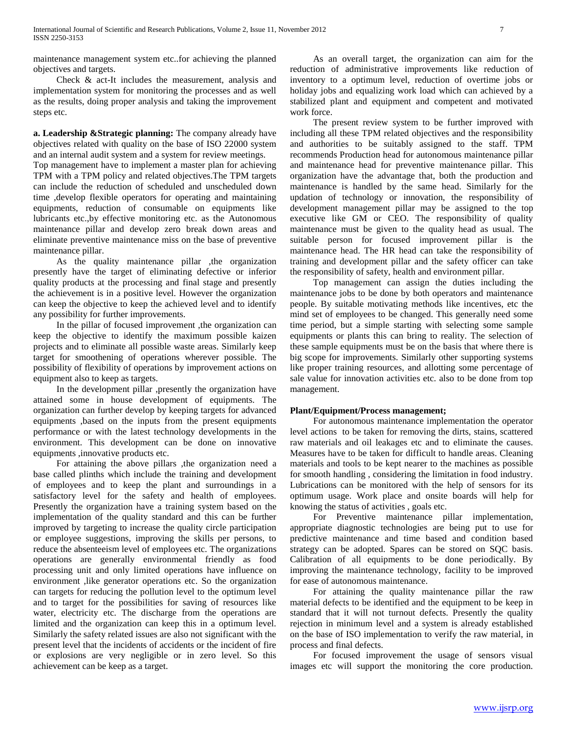maintenance management system etc..for achieving the planned objectives and targets.

Check & act-It includes the measurement, analysis and implementation system for monitoring the processes and as well as the results, doing proper analysis and taking the improvement steps etc.

**a. Leadership &Strategic planning:** The company already have objectives related with quality on the base of ISO 22000 system and an internal audit system and a system for review meetings.

Top management have to implement a master plan for achieving TPM with a TPM policy and related objectives.The TPM targets can include the reduction of scheduled and unscheduled down time ,develop flexible operators for operating and maintaining equipments, reduction of consumable on equipments like lubricants etc.,by effective monitoring etc. as the Autonomous maintenance pillar and develop zero break down areas and eliminate preventive maintenance miss on the base of preventive maintenance pillar.

As the quality maintenance pillar ,the organization presently have the target of eliminating defective or inferior quality products at the processing and final stage and presently the achievement is in a positive level. However the organization can keep the objective to keep the achieved level and to identify any possibility for further improvements.

In the pillar of focused improvement ,the organization can keep the objective to identify the maximum possible kaizen projects and to eliminate all possible waste areas. Similarly keep target for smoothening of operations wherever possible. The possibility of flexibility of operations by improvement actions on equipment also to keep as targets.

In the development pillar ,presently the organization have attained some in house development of equipments. The organization can further develop by keeping targets for advanced equipments ,based on the inputs from the present equipments performance or with the latest technology developments in the environment. This development can be done on innovative equipments ,innovative products etc.

For attaining the above pillars ,the organization need a base called plinths which include the training and development of employees and to keep the plant and surroundings in a satisfactory level for the safety and health of employees. Presently the organization have a training system based on the implementation of the quality standard and this can be further improved by targeting to increase the quality circle participation or employee suggestions, improving the skills per persons, to reduce the absenteeism level of employees etc. The organizations operations are generally environmental friendly as food processing unit and only limited operations have influence on environment ,like generator operations etc. So the organization can targets for reducing the pollution level to the optimum level and to target for the possibilities for saving of resources like water, electricity etc. The discharge from the operations are limited and the organization can keep this in a optimum level. Similarly the safety related issues are also not significant with the present level that the incidents of accidents or the incident of fire or explosions are very negligible or in zero level. So this achievement can be keep as a target.

As an overall target, the organization can aim for the reduction of administrative improvements like reduction of inventory to a optimum level, reduction of overtime jobs or holiday jobs and equalizing work load which can achieved by a stabilized plant and equipment and competent and motivated work force.

The present review system to be further improved with including all these TPM related objectives and the responsibility and authorities to be suitably assigned to the staff. TPM recommends Production head for autonomous maintenance pillar and maintenance head for preventive maintenance pillar. This organization have the advantage that, both the production and maintenance is handled by the same head. Similarly for the updation of technology or innovation, the responsibility of development management pillar may be assigned to the top executive like GM or CEO. The responsibility of quality maintenance must be given to the quality head as usual. The suitable person for focused improvement pillar is the maintenance head. The HR head can take the responsibility of training and development pillar and the safety officer can take the responsibility of safety, health and environment pillar.

Top management can assign the duties including the maintenance jobs to be done by both operators and maintenance people. By suitable motivating methods like incentives, etc the mind set of employees to be changed. This generally need some time period, but a simple starting with selecting some sample equipments or plants this can bring to reality. The selection of these sample equipments must be on the basis that where there is big scope for improvements. Similarly other supporting systems like proper training resources, and allotting some percentage of sale value for innovation activities etc. also to be done from top management.

**Plant/Equipment/Process management;**

For autonomous maintenance implementation the operator level actions to be taken for removing the dirts, stains, scattered raw materials and oil leakages etc and to eliminate the causes. Measures have to be taken for difficult to handle areas. Cleaning materials and tools to be kept nearer to the machines as possible for smooth handling , considering the limitation in food industry. Lubrications can be monitored with the help of sensors for its optimum usage. Work place and onsite boards will help for knowing the status of activities , goals etc.

For Preventive maintenance pillar implementation, appropriate diagnostic technologies are being put to use for predictive maintenance and time based and condition based strategy can be adopted. Spares can be stored on SQC basis. Calibration of all equipments to be done periodically. By improving the maintenance technology, facility to be improved for ease of autonomous maintenance.

For attaining the quality maintenance pillar the raw material defects to be identified and the equipment to be keep in standard that it will not turnout defects. Presently the quality rejection in minimum level and a system is already established on the base of ISO implementation to verify the raw material, in process and final defects.

For focused improvement the usage of sensors visual images etc will support the monitoring the core production.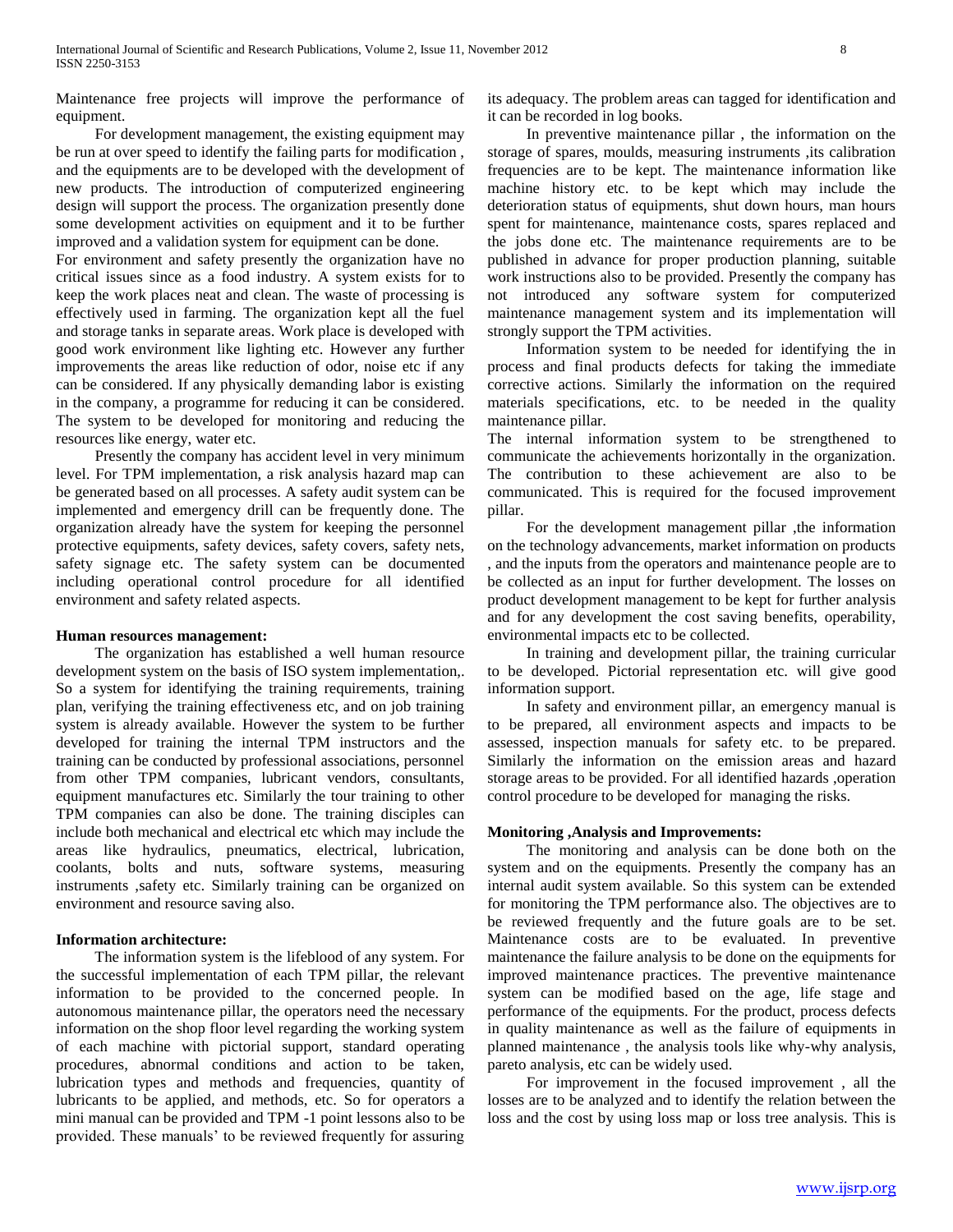Maintenance free projects will improve the performance of equipment.

For development management, the existing equipment may be run at over speed to identify the failing parts for modification , and the equipments are to be developed with the development of new products. The introduction of computerized engineering design will support the process. The organization presently done some development activities on equipment and it to be further improved and a validation system for equipment can be done.

For environment and safety presently the organization have no critical issues since as a food industry. A system exists for to keep the work places neat and clean. The waste of processing is effectively used in farming. The organization kept all the fuel and storage tanks in separate areas. Work place is developed with good work environment like lighting etc. However any further improvements the areas like reduction of odor, noise etc if any can be considered. If any physically demanding labor is existing in the company, a programme for reducing it can be considered. The system to be developed for monitoring and reducing the resources like energy, water etc.

Presently the company has accident level in very minimum level. For TPM implementation, a risk analysis hazard map can be generated based on all processes. A safety audit system can be implemented and emergency drill can be frequently done. The organization already have the system for keeping the personnel protective equipments, safety devices, safety covers, safety nets, safety signage etc. The safety system can be documented including operational control procedure for all identified environment and safety related aspects.

**Human resources management:**

The organization has established a well human resource development system on the basis of ISO system implementation,. So a system for identifying the training requirements, training plan, verifying the training effectiveness etc, and on job training system is already available. However the system to be further developed for training the internal TPM instructors and the training can be conducted by professional associations, personnel from other TPM companies, lubricant vendors, consultants, equipment manufactures etc. Similarly the tour training to other TPM companies can also be done. The training disciples can include both mechanical and electrical etc which may include the areas like hydraulics, pneumatics, electrical, lubrication, coolants, bolts and nuts, software systems, measuring instruments ,safety etc. Similarly training can be organized on environment and resource saving also.

**Information architecture:**

The information system is the lifeblood of any system. For the successful implementation of each TPM pillar, the relevant information to be provided to the concerned people. In autonomous maintenance pillar, the operators need the necessary information on the shop floor level regarding the working system of each machine with pictorial support, standard operating procedures, abnormal conditions and action to be taken, lubrication types and methods and frequencies, quantity of lubricants to be applied, and methods, etc. So for operators a mini manual can be provided and TPM -1 point lessons also to be provided. These manuals' to be reviewed frequently for assuring its adequacy. The problem areas can tagged for identification and it can be recorded in log books.

In preventive maintenance pillar , the information on the storage of spares, moulds, measuring instruments ,its calibration frequencies are to be kept. The maintenance information like machine history etc. to be kept which may include the deterioration status of equipments, shut down hours, man hours spent for maintenance, maintenance costs, spares replaced and the jobs done etc. The maintenance requirements are to be published in advance for proper production planning, suitable work instructions also to be provided. Presently the company has not introduced any software system for computerized maintenance management system and its implementation will strongly support the TPM activities.

Information system to be needed for identifying the in process and final products defects for taking the immediate corrective actions. Similarly the information on the required materials specifications, etc. to be needed in the quality maintenance pillar.

The internal information system to be strengthened to communicate the achievements horizontally in the organization. The contribution to these achievement are also to be communicated. This is required for the focused improvement pillar.

For the development management pillar ,the information on the technology advancements, market information on products , and the inputs from the operators and maintenance people are to be collected as an input for further development. The losses on product development management to be kept for further analysis and for any development the cost saving benefits, operability, environmental impacts etc to be collected.

In training and development pillar, the training curricular to be developed. Pictorial representation etc. will give good information support.

In safety and environment pillar, an emergency manual is to be prepared, all environment aspects and impacts to be assessed, inspection manuals for safety etc. to be prepared. Similarly the information on the emission areas and hazard storage areas to be provided. For all identified hazards ,operation control procedure to be developed for managing the risks.

**Monitoring ,Analysis and Improvements:**

The monitoring and analysis can be done both on the system and on the equipments. Presently the company has an internal audit system available. So this system can be extended for monitoring the TPM performance also. The objectives are to be reviewed frequently and the future goals are to be set. Maintenance costs are to be evaluated. In preventive maintenance the failure analysis to be done on the equipments for improved maintenance practices. The preventive maintenance system can be modified based on the age, life stage and performance of the equipments. For the product, process defects in quality maintenance as well as the failure of equipments in planned maintenance , the analysis tools like why-why analysis, pareto analysis, etc can be widely used.

For improvement in the focused improvement , all the losses are to be analyzed and to identify the relation between the loss and the cost by using loss map or loss tree analysis. This is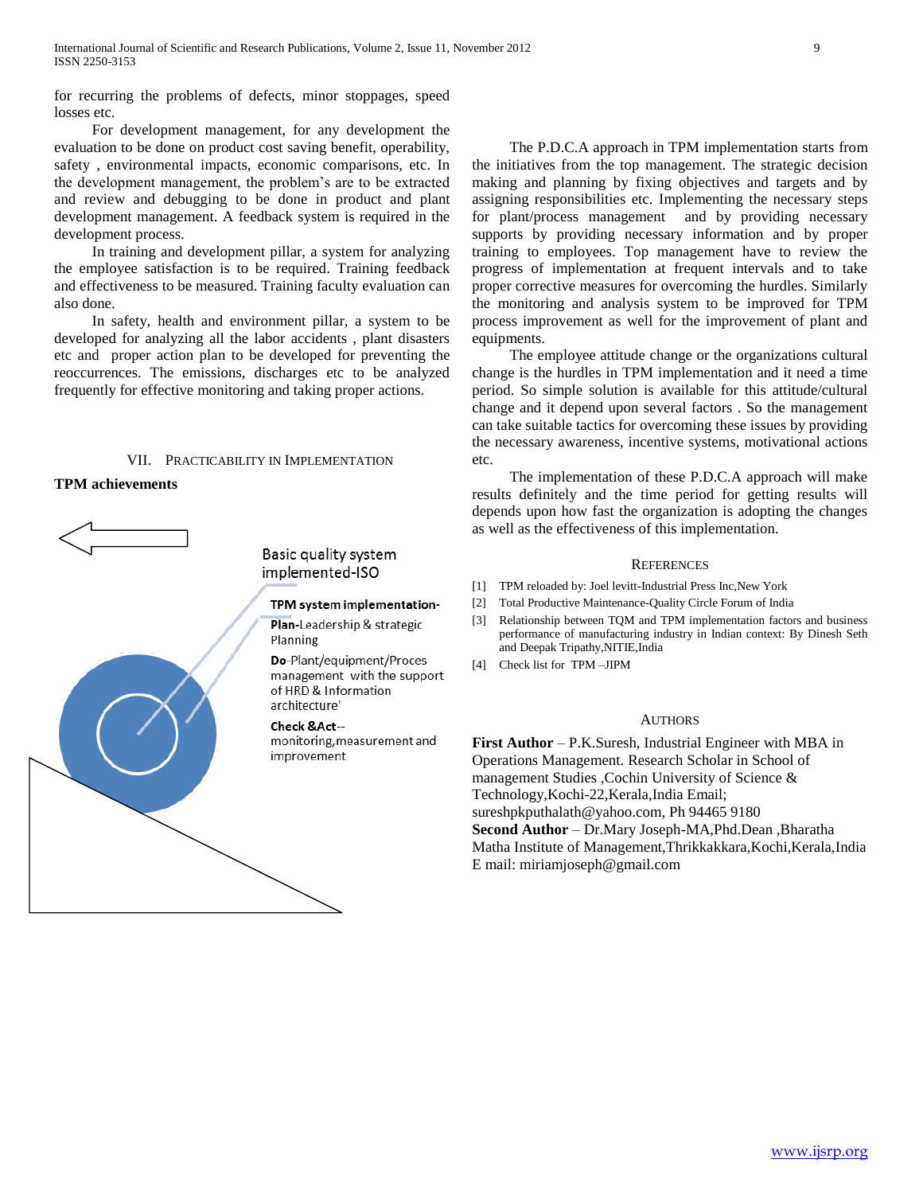for recurring the problems of defects, minor stoppages, speed losses etc.

For development management, for any development the evaluation to be done on product cost saving benefit, operability, safety , environmental impacts, economic comparisons, etc. In the development management, the problem's are to be extracted and review and debugging to be done in product and plant development management. A feedback system is required in the development process.

In training and development pillar, a system for analyzing the employee satisfaction is to be required. Training feedback and effectiveness to be measured. Training faculty evaluation can also done.

In safety, health and environment pillar, a system to be developed for analyzing all the labor accidents , plant disasters etc and proper action plan to be developed for preventing the reoccurrences. The emissions, discharges etc to be analyzed frequently for effective monitoring and taking proper actions.

## VII. Practicability in Implementation

**TPM achievements**

Basic quality system implemented-ISO

**TPM system implementation-**

**Plan-**Leadership & strategic Planning

**Do**-Plant/equipment/Proces management with the support of HRD & Information architecture'

**Check &Act**--monitoring,measurement and improvement

The P.D.C.A approach in TPM implementation starts from the initiatives from the top management. The strategic decision making and planning by fixing objectives and targets and by assigning responsibilities etc. Implementing the necessary steps for plant/process management and by providing necessary supports by providing necessary information and by proper training to employees. Top management have to review the progress of implementation at frequent intervals and to take proper corrective measures for overcoming the hurdles. Similarly the monitoring and analysis system to be improved for TPM process improvement as well for the improvement of plant and equipments.

The employee attitude change or the organizations cultural change is the hurdles in TPM implementation and it need a time period. So simple solution is available for this attitude/cultural change and it depend upon several factors . So the management can take suitable tactics for overcoming these issues by providing the necessary awareness, incentive systems, motivational actions etc.

The implementation of these P.D.C.A approach will make results definitely and the time period for getting results will depends upon how fast the organization is adopting the changes as well as the effectiveness of this implementation.

## References

[1] TPM reloaded by: Joel levitt-Industrial Press Inc,New York

[2] Total Productive Maintenance-Quality Circle Forum of India

[3] Relationship between TQM and TPM implementation factors and business performance of manufacturing industry in Indian context: By Dinesh Seth and Deepak Tripathy,NITIE,India

[4] Check list for TPM –JIPM

## Authors

**First Author** – P.K.Suresh, Industrial Engineer with MBA in Operations Management. Research Scholar in School of management Studies ,Cochin University of Science & Technology,Kochi-22,Kerala,India Email; sureshpkputhalath@yahoo.com, Ph 94465 9180

**Second Author** – Dr.Mary Joseph-MA,Phd.Dean ,Bharatha Matha Institute of Management,Thrikkakkara,Kochi,Kerala,India E mail: miriamjoseph@gmail.com